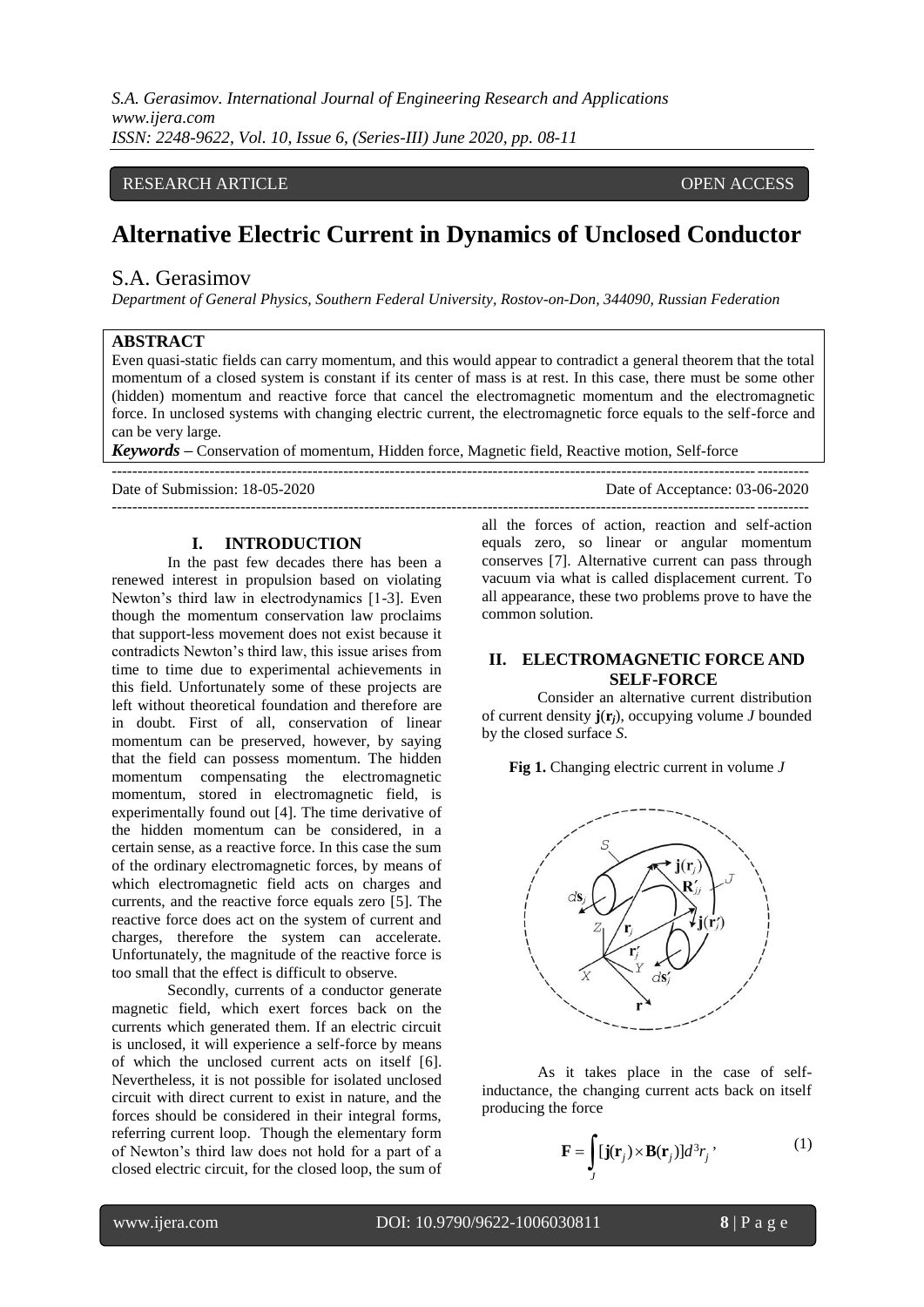RESEARCH ARTICLE OPEN ACCESS

# Alternative Electric Current in Dynamics of Unclosed Conductor

## S.A. Gerasimov

*Department of General Physics, Southern Federal University, Rostov-on-Don, 344090, Russian Federation*

**ABSTRACT**

Even quasi-static fields can carry momentum, and this would appear to contradict a general theorem that the total momentum of a closed system is constant if its center of mass is at rest. In this case, there must be some other (hidden) momentum and reactive force that cancel the electromagnetic momentum and the electromagnetic force. In unclosed systems with changing electric current, the electromagnetic force equals to the self-force and can be very large.

***Keywords*** – Conservation of momentum, Hidden force, Magnetic field, Reactive motion, Self-force

Date of Submission: 18-05-2020 Date of Acceptance: 03-06-2020

## I. INTRODUCTION

In the past few decades there has been a renewed interest in propulsion based on violating Newton's third law in electrodynamics [1-3]. Even though the momentum conservation law proclaims that support-less movement does not exist because it contradicts Newton's third law, this issue arises from time to time due to experimental achievements in this field. Unfortunately some of these projects are left without theoretical foundation and therefore are in doubt. First of all, conservation of linear momentum can be preserved, however, by saying that the field can possess momentum. The hidden momentum compensating the electromagnetic momentum, stored in electromagnetic field, is experimentally found out [4]. The time derivative of the hidden momentum can be considered, in a certain sense, as a reactive force. In this case the sum of the ordinary electromagnetic forces, by means of which electromagnetic field acts on charges and currents, and the reactive force equals zero [5]. The reactive force does act on the system of current and charges, therefore the system can accelerate. Unfortunately, the magnitude of the reactive force is too small that the effect is difficult to observe.

Secondly, currents of a conductor generate magnetic field, which exert forces back on the currents which generated them. If an electric circuit is unclosed, it will experience a self-force by means of which the unclosed current acts on itself [6]. Nevertheless, it is not possible for isolated unclosed circuit with direct current to exist in nature, and the forces should be considered in their integral forms, referring current loop. Though the elementary form of Newton's third law does not hold for a part of a closed electric circuit, for the closed loop, the sum of all the forces of action, reaction and self-action equals zero, so linear or angular momentum conserves [7]. Alternative current can pass through vacuum via what is called displacement current. To all appearance, these two problems prove to have the common solution.

## II. ELECTROMAGNETIC FORCE AND SELF-FORCE

Consider an alternative current distribution of current density $\mathbf{j}(\mathbf{r}_j)$, occupying volume $J$ bounded by the closed surface $S$.

**Fig 1.** Changing electric current in volume $J$

As it takes place in the case of self-inductance, the changing current acts back on itself producing the force

$$\mathbf{F} = \int_J [\mathbf{j}(\mathbf{r}_j) \times \mathbf{B}(\mathbf{r}_j)] d^3 r_j \,, \tag{1}$$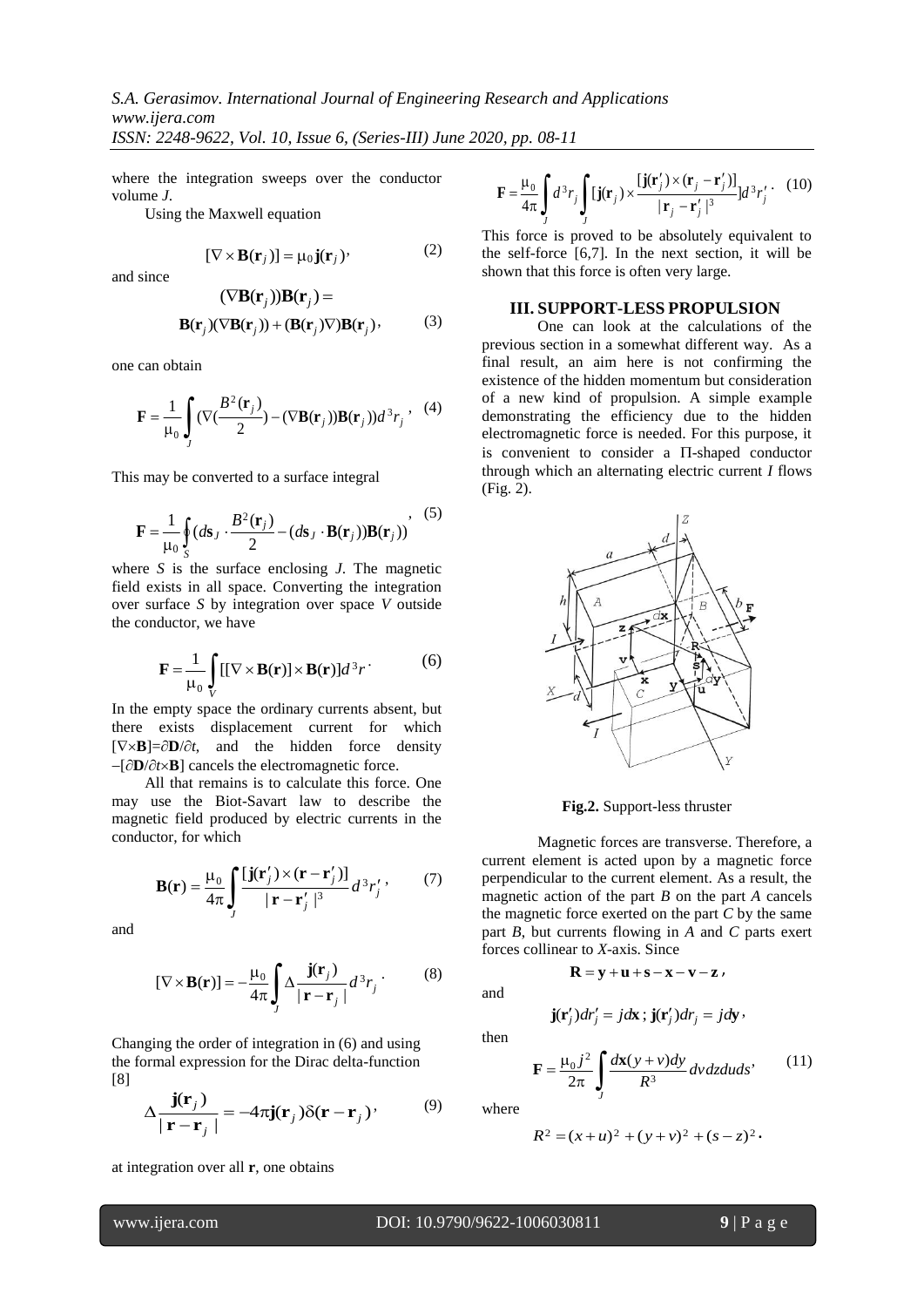where the integration sweeps over the conductor volume *J*.

Using the Maxwell equation

$$[\nabla \times \mathbf{B}(\mathbf{r}_j)] = \mu_0 \mathbf{j}(\mathbf{r}_j), \tag{2}$$

and since

$$(\nabla \mathbf{B}(\mathbf{r}_j))\mathbf{B}(\mathbf{r}_j) = \mathbf{B}(\mathbf{r}_j)(\nabla \mathbf{B}(\mathbf{r}_j)) + (\mathbf{B}(\mathbf{r}_j)\nabla)\mathbf{B}(\mathbf{r}_j), \tag{3}$$

one can obtain

$$\mathbf{F} = \frac{1}{\mu_0}\int_J (\nabla(\frac{B^2(\mathbf{r}_j)}{2}) - (\nabla \mathbf{B}(\mathbf{r}_j))\mathbf{B}(\mathbf{r}_j))d^3 r_j, \tag{4}$$

This may be converted to a surface integral

$$\mathbf{F} = \frac{1}{\mu_0}\oint_S (d\mathbf{s}_J \cdot \frac{B^2(\mathbf{r}_j)}{2} - (d\mathbf{s}_J \cdot \mathbf{B}(\mathbf{r}_j))\mathbf{B}(\mathbf{r}_j)), \tag{5}$$

where *S* is the surface enclosing *J*. The magnetic field exists in all space. Converting the integration over surface *S* by integration over space *V* outside the conductor, we have

$$\mathbf{F} = \frac{1}{\mu_0}\int_V [[\nabla \times \mathbf{B}(\mathbf{r})] \times \mathbf{B}(\mathbf{r})]d^3 r. \tag{6}$$

In the empty space the ordinary currents absent, but there exists displacement current for which $[\nabla\times\mathbf{B}]=\partial\mathbf{D}/\partial t$, and the hidden force density $-[\partial\mathbf{D}/\partial t\times\mathbf{B}]$ cancels the electromagnetic force.

All that remains is to calculate this force. One may use the Biot-Savart law to describe the magnetic field produced by electric currents in the conductor, for which

$$\mathbf{B}(\mathbf{r}) = \frac{\mu_0}{4\pi}\int_J \frac{[\mathbf{j}(\mathbf{r}'_j) \times (\mathbf{r} - \mathbf{r}'_j)]}{|\mathbf{r} - \mathbf{r}'_j|^3} d^3 r'_j, \tag{7}$$

and

$$[\nabla \times \mathbf{B}(\mathbf{r})] = -\frac{\mu_0}{4\pi}\int_J \Delta\frac{\mathbf{j}(\mathbf{r}_j)}{|\mathbf{r} - \mathbf{r}_j|} d^3 r_j. \tag{8}$$

Changing the order of integration in (6) and using the formal expression for the Dirac delta-function [8]

$$\Delta\frac{\mathbf{j}(\mathbf{r}_j)}{|\mathbf{r} - \mathbf{r}_j|} = -4\pi \mathbf{j}(\mathbf{r}_j)\delta(\mathbf{r} - \mathbf{r}_j), \tag{9}$$

at integration over all **r**, one obtains

$$\mathbf{F} = \frac{\mu_0}{4\pi}\int_J d^3 r_j \int_J [\mathbf{j}(\mathbf{r}_j) \times \frac{[\mathbf{j}(\mathbf{r}'_j) \times (\mathbf{r}_j - \mathbf{r}'_j)]}{|\mathbf{r}_j - \mathbf{r}'_j|^3}] d^3 r'_j. \tag{10}$$

This force is proved to be absolutely equivalent to the self-force [6,7]. In the next section, it will be shown that this force is often very large.

## III. SUPPORT-LESS PROPULSION

One can look at the calculations of the previous section in a somewhat different way. As a final result, an aim here is not confirming the existence of the hidden momentum but consideration of a new kind of propulsion. A simple example demonstrating the efficiency due to the hidden electromagnetic force is needed. For this purpose, it is convenient to consider a Π-shaped conductor through which an alternating electric current *I* flows (Fig. 2).

**Fig.2.** Support-less thruster

Magnetic forces are transverse. Therefore, a current element is acted upon by a magnetic force perpendicular to the current element. As a result, the magnetic action of the part *B* on the part *A* cancels the magnetic force exerted on the part *C* by the same part *B*, but currents flowing in *A* and *C* parts exert forces collinear to *X*-axis. Since

$$\mathbf{R} = \mathbf{y} + \mathbf{u} + \mathbf{s} - \mathbf{x} - \mathbf{v} - \mathbf{z},$$

and

$$\mathbf{j}(\mathbf{r}'_j)dr'_j = jd\mathbf{x};\ \mathbf{j}(\mathbf{r}'_j)dr_j = jd\mathbf{y},$$

then

$$\mathbf{F} = \frac{\mu_0 j^2}{2\pi}\int_J \frac{d\mathbf{x}(y+v)dy}{R^3} dv dz du ds, \tag{11}$$

where

$$R^2 = (x+u)^2 + (y+v)^2 + (s-z)^2.$$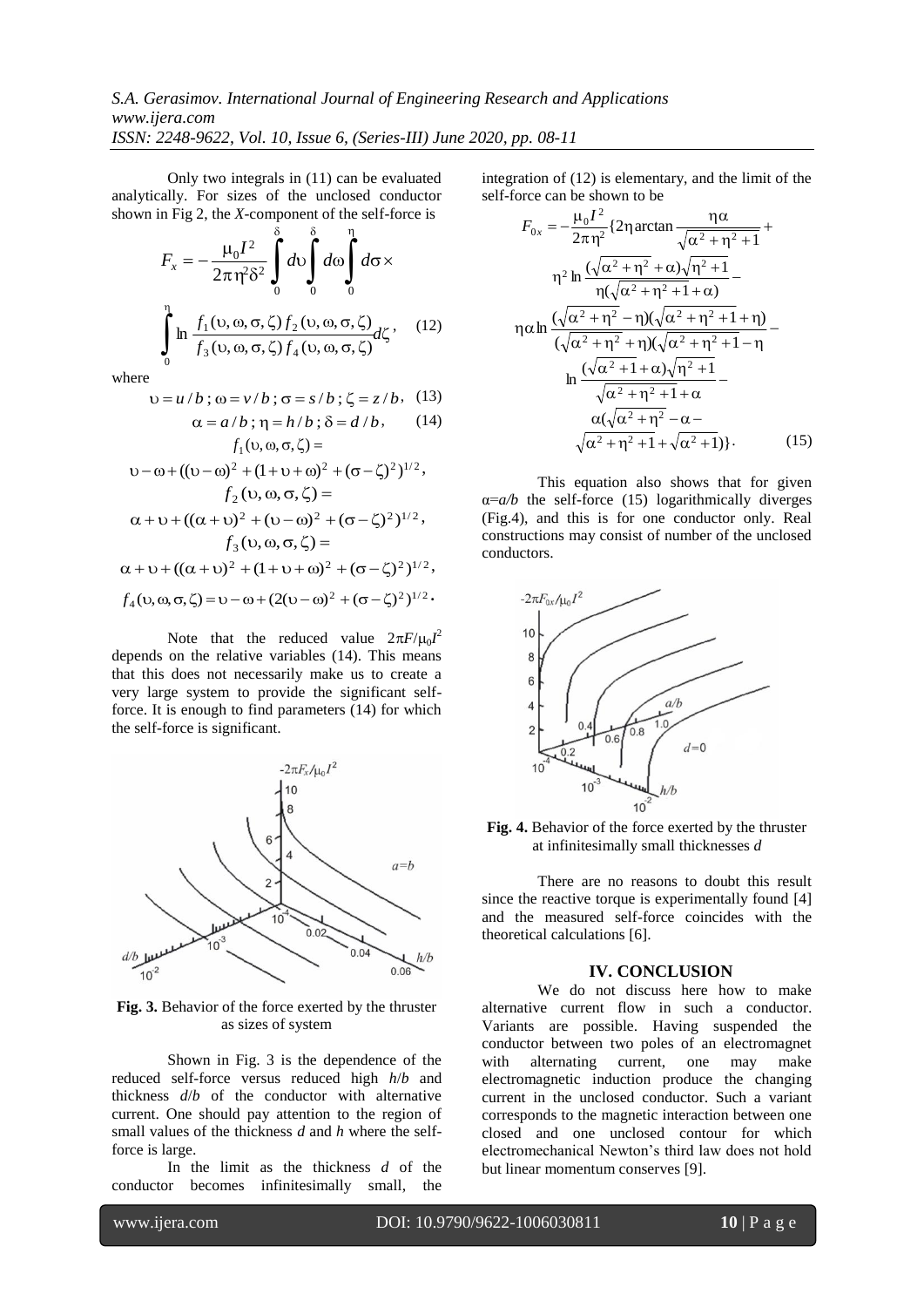Only two integrals in (11) can be evaluated analytically. For sizes of the unclosed conductor shown in Fig 2, the *X*-component of the self-force is

$$F_x = -\frac{\mu_0 I^2}{2\pi \eta^2 \delta^2} \int_0^\delta d\upsilon \int_0^\delta d\omega \int_0^\eta d\sigma \times$$

$$\int_0^\eta \ln \frac{f_1(\upsilon,\omega,\sigma,\zeta)\, f_2(\upsilon,\omega,\sigma,\zeta)}{f_3(\upsilon,\omega,\sigma,\zeta)\, f_4(\upsilon,\omega,\sigma,\zeta)} d\zeta, \quad (12)$$

where

$$\upsilon = u/b;\ \omega = v/b;\ \sigma = s/b;\ \zeta = z/b, \quad (13)$$

$$\alpha = a/b;\ \eta = h/b;\ \delta = d/b, \quad (14)$$

$$f_1(\upsilon,\omega,\sigma,\zeta) = \upsilon - \omega + ((\upsilon-\omega)^2 + (1+\upsilon+\omega)^2 + (\sigma-\zeta)^2)^{1/2},$$

$$f_2(\upsilon,\omega,\sigma,\zeta) = \alpha + \upsilon + ((\alpha+\upsilon)^2 + (\upsilon-\omega)^2 + (\sigma-\zeta)^2)^{1/2},$$

$$f_3(\upsilon,\omega,\sigma,\zeta) = \alpha + \upsilon + ((\alpha+\upsilon)^2 + (1+\upsilon+\omega)^2 + (\sigma-\zeta)^2)^{1/2},$$

$$f_4(\upsilon,\omega,\sigma,\zeta) = \upsilon - \omega + (2(\upsilon-\omega)^2 + (\sigma-\zeta)^2)^{1/2}.$$

Note that the reduced value $2\pi F/\mu_0 I^2$ depends on the relative variables (14). This means that this does not necessarily make us to create a very large system to provide the significant self-force. It is enough to find parameters (14) for which the self-force is significant.

**Fig. 3.** Behavior of the force exerted by the thruster as sizes of system

Shown in Fig. 3 is the dependence of the reduced self-force versus reduced high $h/b$ and thickness $d/b$ of the conductor with alternative current. One should pay attention to the region of small values of the thickness $d$ and $h$ where the self-force is large.

In the limit as the thickness $d$ of the conductor becomes infinitesimally small, the integration of (12) is elementary, and the limit of the self-force can be shown to be

$$F_{0x} = -\frac{\mu_0 I^2}{2\pi \eta^2}\{2\eta \arctan\frac{\eta\alpha}{\sqrt{\alpha^2+\eta^2+1}} +$$

$$\eta^2 \ln\frac{(\sqrt{\alpha^2+\eta^2}+\alpha)\sqrt{\eta^2+1}}{\eta(\sqrt{\alpha^2+\eta^2+1}+\alpha)} -$$

$$\eta\alpha \ln\frac{(\sqrt{\alpha^2+\eta^2}-\eta)(\sqrt{\alpha^2+\eta^2+1}+\eta)}{(\sqrt{\alpha^2+\eta^2}+\eta)(\sqrt{\alpha^2+\eta^2+1}-\eta} -$$

$$\ln\frac{(\sqrt{\alpha^2+1}+\alpha)\sqrt{\eta^2+1}}{\sqrt{\alpha^2+\eta^2+1}+\alpha} -$$

$$\alpha(\sqrt{\alpha^2+\eta^2}-\alpha - \sqrt{\alpha^2+\eta^2+1}+\sqrt{\alpha^2+1})\}. \quad (15)$$

This equation also shows that for given $\alpha = a/b$ the self-force (15) logarithmically diverges (Fig.4), and this is for one conductor only. Real constructions may consist of number of the unclosed conductors.

**Fig. 4.** Behavior of the force exerted by the thruster at infinitesimally small thicknesses $d$

There are no reasons to doubt this result since the reactive torque is experimentally found [4] and the measured self-force coincides with the theoretical calculations [6].

## IV. CONCLUSION

We do not discuss here how to make alternative current flow in such a conductor. Variants are possible. Having suspended the conductor between two poles of an electromagnet with alternating current, one may make electromagnetic induction produce the changing current in the unclosed conductor. Such a variant corresponds to the magnetic interaction between one closed and one unclosed contour for which electromechanical Newton's third law does not hold but linear momentum conserves [9].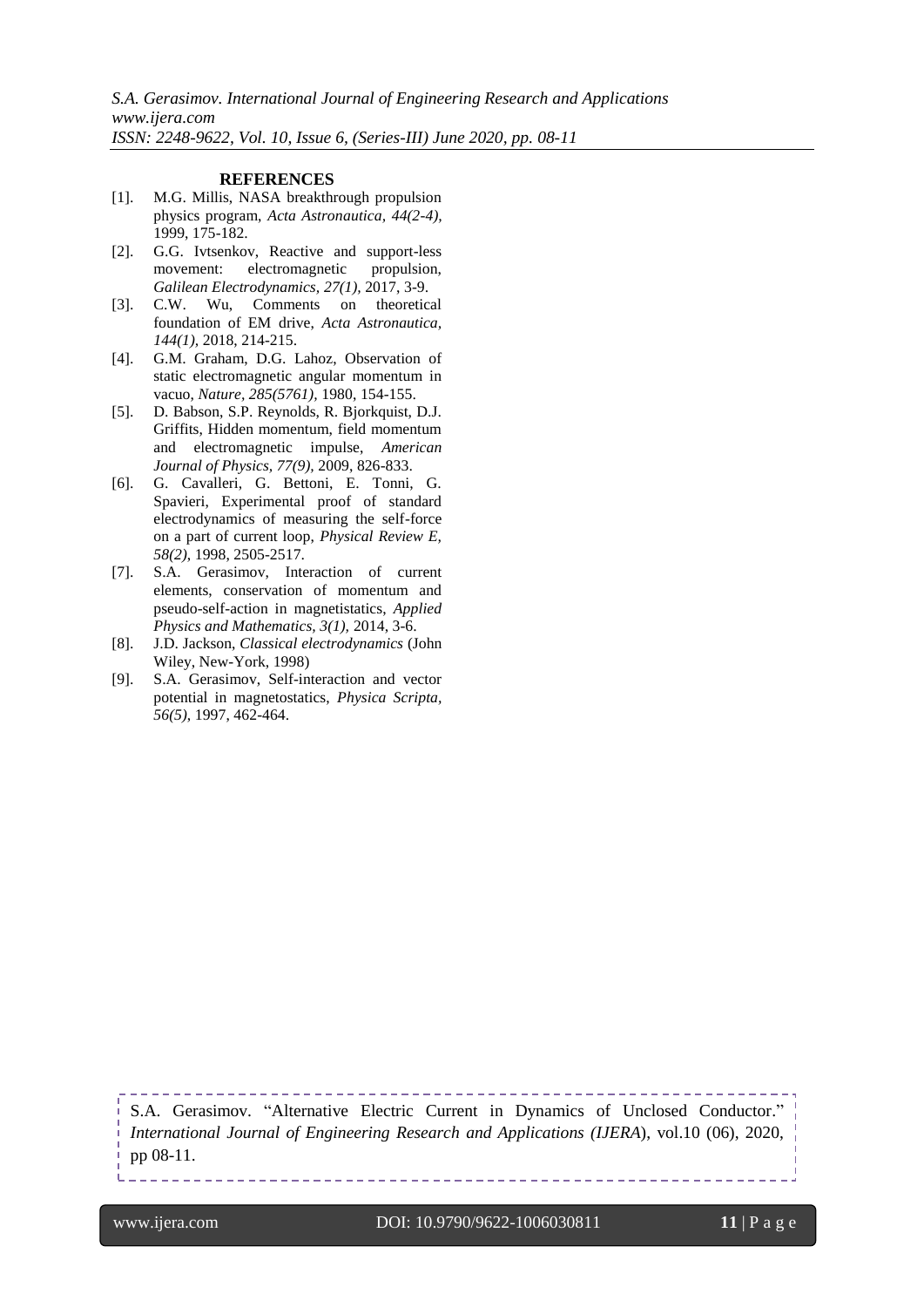## REFERENCES

[1]. M.G. Millis, NASA breakthrough propulsion physics program, *Acta Astronautica, 44(2-4)*, 1999, 175-182.

[2]. G.G. Ivtsenkov, Reactive and support-less movement: electromagnetic propulsion, *Galilean Electrodynamics, 27(1)*, 2017, 3-9.

[3]. C.W. Wu, Comments on theoretical foundation of EM drive, *Acta Astronautica, 144(1)*, 2018, 214-215.

[4]. G.M. Graham, D.G. Lahoz, Observation of static electromagnetic angular momentum in vacuo, *Nature, 285(5761)*, 1980, 154-155.

[5]. D. Babson, S.P. Reynolds, R. Bjorkquist, D.J. Griffits, Hidden momentum, field momentum and electromagnetic impulse, *American Journal of Physics, 77(9)*, 2009, 826-833.

[6]. G. Cavalleri, G. Bettoni, E. Tonni, G. Spavieri, Experimental proof of standard electrodynamics of measuring the self-force on a part of current loop, *Physical Review E, 58(2)*, 1998, 2505-2517.

[7]. S.A. Gerasimov, Interaction of current elements, conservation of momentum and pseudo-self-action in magnetistatics, *Applied Physics and Mathematics, 3(1)*, 2014, 3-6.

[8]. J.D. Jackson, *Classical electrodynamics* (John Wiley, New-York, 1998)

[9]. S.A. Gerasimov, Self-interaction and vector potential in magnetostatics, *Physica Scripta, 56(5)*, 1997, 462-464.

S.A. Gerasimov. "Alternative Electric Current in Dynamics of Unclosed Conductor." *International Journal of Engineering Research and Applications (IJERA)*, vol.10 (06), 2020, pp 08-11.